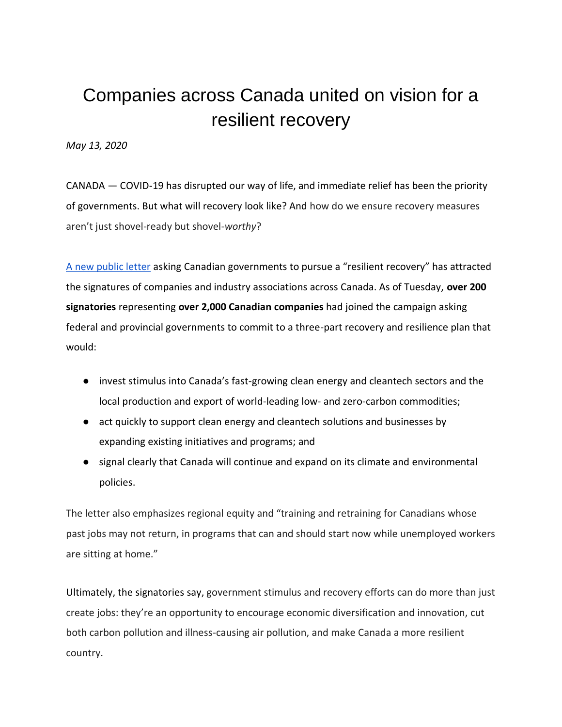# Companies across Canada united on vision for a resilient recovery

*May 13, 2020*

CANADA — COVID-19 has disrupted our way of life, and immediate relief has been the priority of governments. But what will recovery look like? And how do we ensure recovery measures aren't just shovel-ready but shovel-*worthy*?

A new public letter asking Canadian governments to pursue a "resilient recovery" has attracted the signatures of companies and industry associations across Canada. As of Tuesday, **over 200 signatories** representing **over 2,000 Canadian companies** had joined the campaign asking federal and provincial governments to commit to a three-part recovery and resilience plan that would:

- invest stimulus into Canada's fast-growing clean energy and cleantech sectors and the local production and export of world-leading low- and zero-carbon commodities;
- act quickly to support clean energy and cleantech solutions and businesses by expanding existing initiatives and programs; and
- signal clearly that Canada will continue and expand on its climate and environmental policies.

The letter also emphasizes regional equity and "training and retraining for Canadians whose past jobs may not return, in programs that can and should start now while unemployed workers are sitting at home."

Ultimately, the signatories say, government stimulus and recovery efforts can do more than just create jobs: they're an opportunity to encourage economic diversification and innovation, cut both carbon pollution and illness-causing air pollution, and make Canada a more resilient country.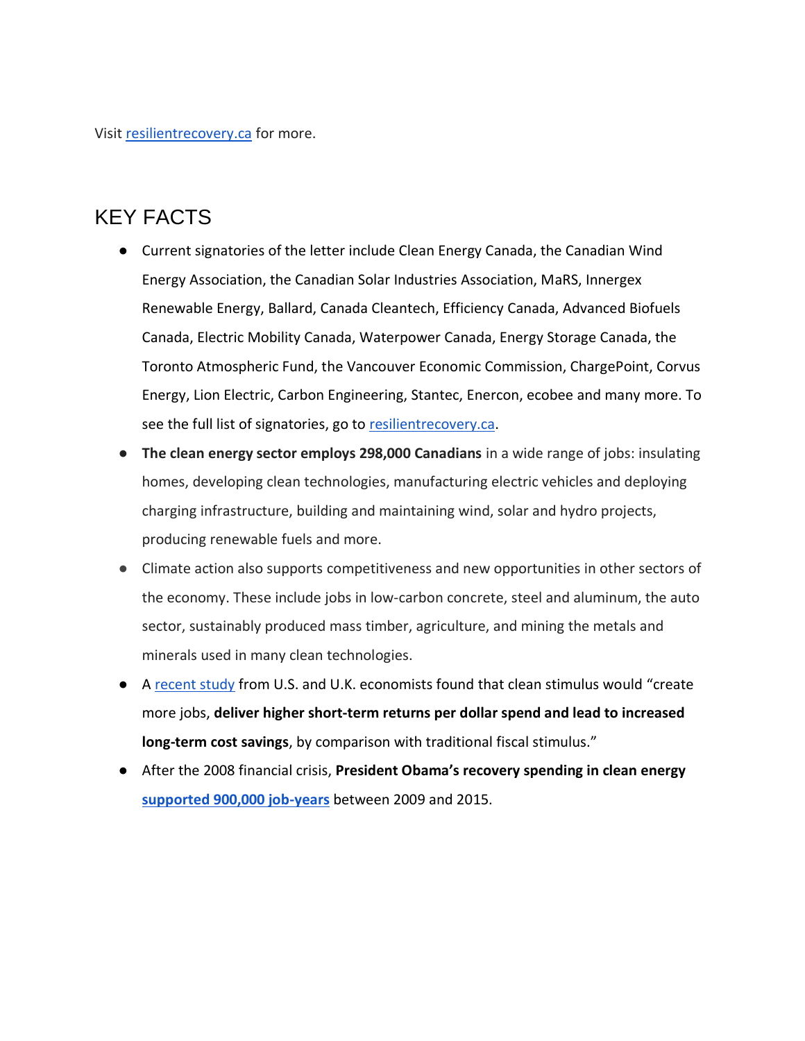Visit [resilientrecovery.ca](resilientrecovery.ca) for more.

## KEY FACTS

- Current signatories of the letter include Clean Energy Canada, the Canadian Wind Energy Association, the Canadian Solar Industries Association, MaRS, Innergex Renewable Energy, Ballard, Canada Cleantech, Efficiency Canada, Advanced Biofuels Canada, Electric Mobility Canada, Waterpower Canada, Energy Storage Canada, the Toronto Atmospheric Fund, the Vancouver Economic Commission, ChargePoint, Corvus Energy, Lion Electric, Carbon Engineering, Stantec, Enercon, ecobee and many more. To see the full list of signatories, go to [resilientrecovery.ca](resilientrecovery.ca).
- **The clean energy sector employs 298,000 Canadians** in a wide range of jobs: insulating homes, developing clean technologies, manufacturing electric vehicles and deploying charging infrastructure, building and maintaining wind, solar and hydro projects, producing renewable fuels and more.
- Climate action also supports competitiveness and new opportunities in other sectors of the economy. These include jobs in low-carbon concrete, steel and aluminum, the auto sector, sustainably produced mass timber, agriculture, and mining the metals and minerals used in many clean technologies.
- A recent study from U.S. and U.K. economists found that clean stimulus would "create more jobs, **deliver higher short-term returns per dollar spend and lead to increased long-term cost savings**, by comparison with traditional fiscal stimulus."
- After the 2008 financial crisis, **President Obama's recovery spending in clean energy supported 900,000 job-years** between 2009 and 2015.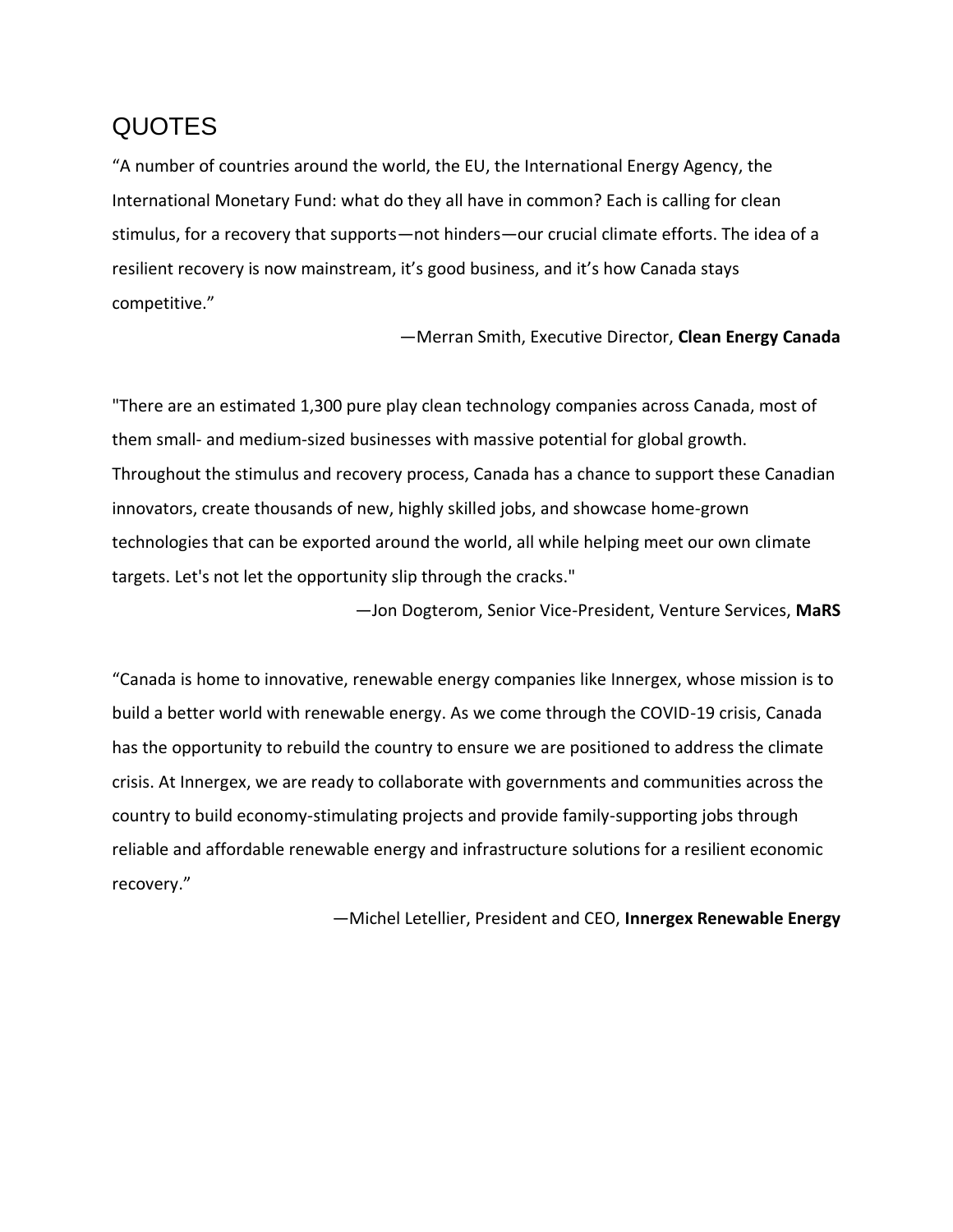# QUOTES

"A number of countries around the world, the EU, the International Energy Agency, the International Monetary Fund: what do they all have in common? Each is calling for clean stimulus, for a recovery that supports—not hinders—our crucial climate efforts. The idea of a resilient recovery is now mainstream, it's good business, and it's how Canada stays competitive."

—Merran Smith, Executive Director, **Clean Energy Canada**

"There are an estimated 1,300 pure play clean technology companies across Canada, most of them small- and medium-sized businesses with massive potential for global growth. Throughout the stimulus and recovery process, Canada has a chance to support these Canadian innovators, create thousands of new, highly skilled jobs, and showcase home-grown technologies that can be exported around the world, all while helping meet our own climate targets. Let's not let the opportunity slip through the cracks."

—Jon Dogterom, Senior Vice-President, Venture Services, **MaRS**

"Canada is home to innovative, renewable energy companies like Innergex, whose mission is to build a better world with renewable energy. As we come through the COVID-19 crisis, Canada has the opportunity to rebuild the country to ensure we are positioned to address the climate crisis. At Innergex, we are ready to collaborate with governments and communities across the country to build economy-stimulating projects and provide family-supporting jobs through reliable and affordable renewable energy and infrastructure solutions for a resilient economic recovery."

—Michel Letellier, President and CEO, **Innergex Renewable Energy**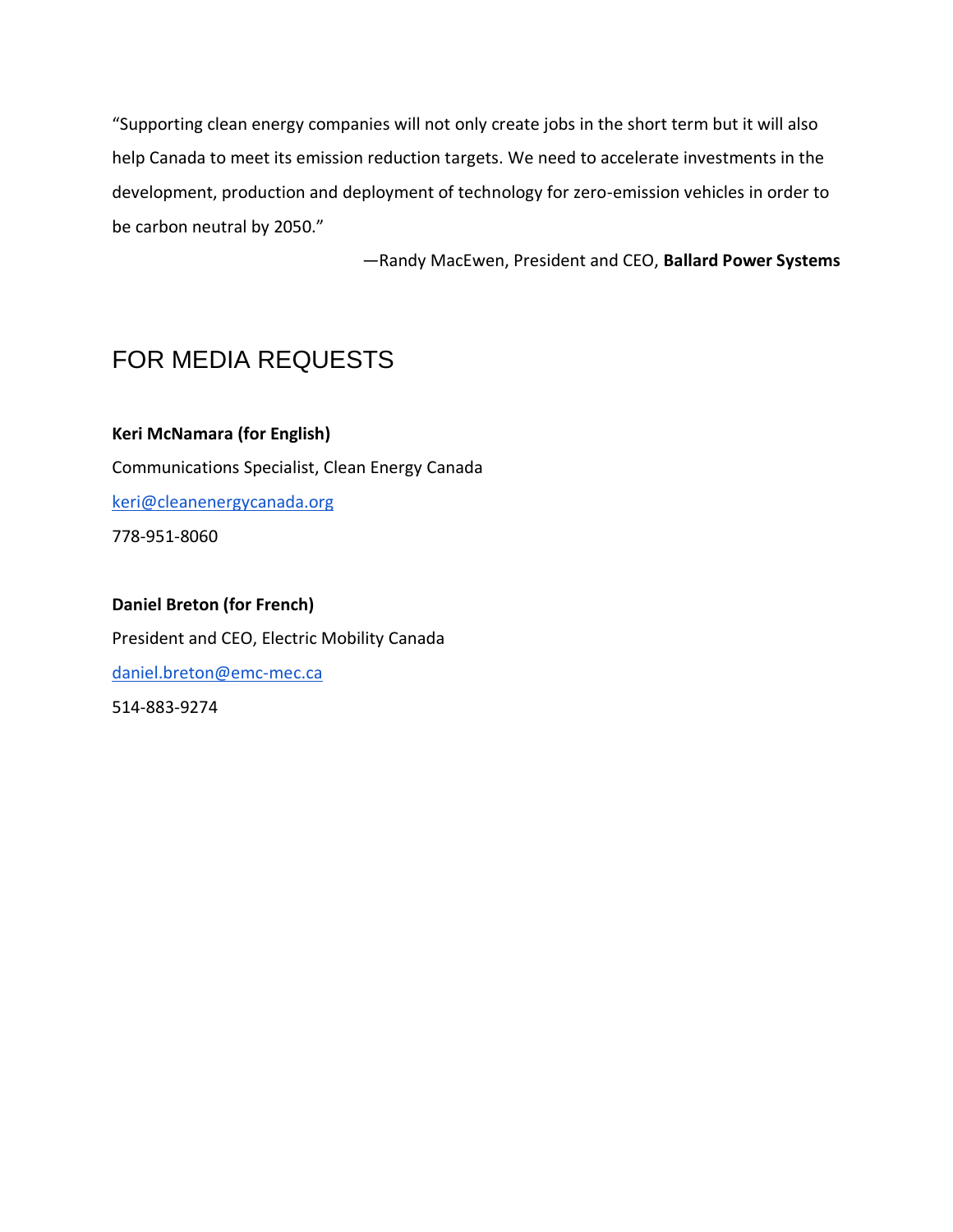"Supporting clean energy companies will not only create jobs in the short term but it will also help Canada to meet its emission reduction targets. We need to accelerate investments in the development, production and deployment of technology for zero-emission vehicles in order to be carbon neutral by 2050."

—Randy MacEwen, President and CEO, **Ballard Power Systems**

## FOR MEDIA REQUESTS

**Keri McNamara (for English)**
Communications Specialist, Clean Energy Canada
keri@cleanenergycanada.org
778-951-8060

**Daniel Breton (for French)**
President and CEO, Electric Mobility Canada
daniel.breton@emc-mec.ca
514-883-9274